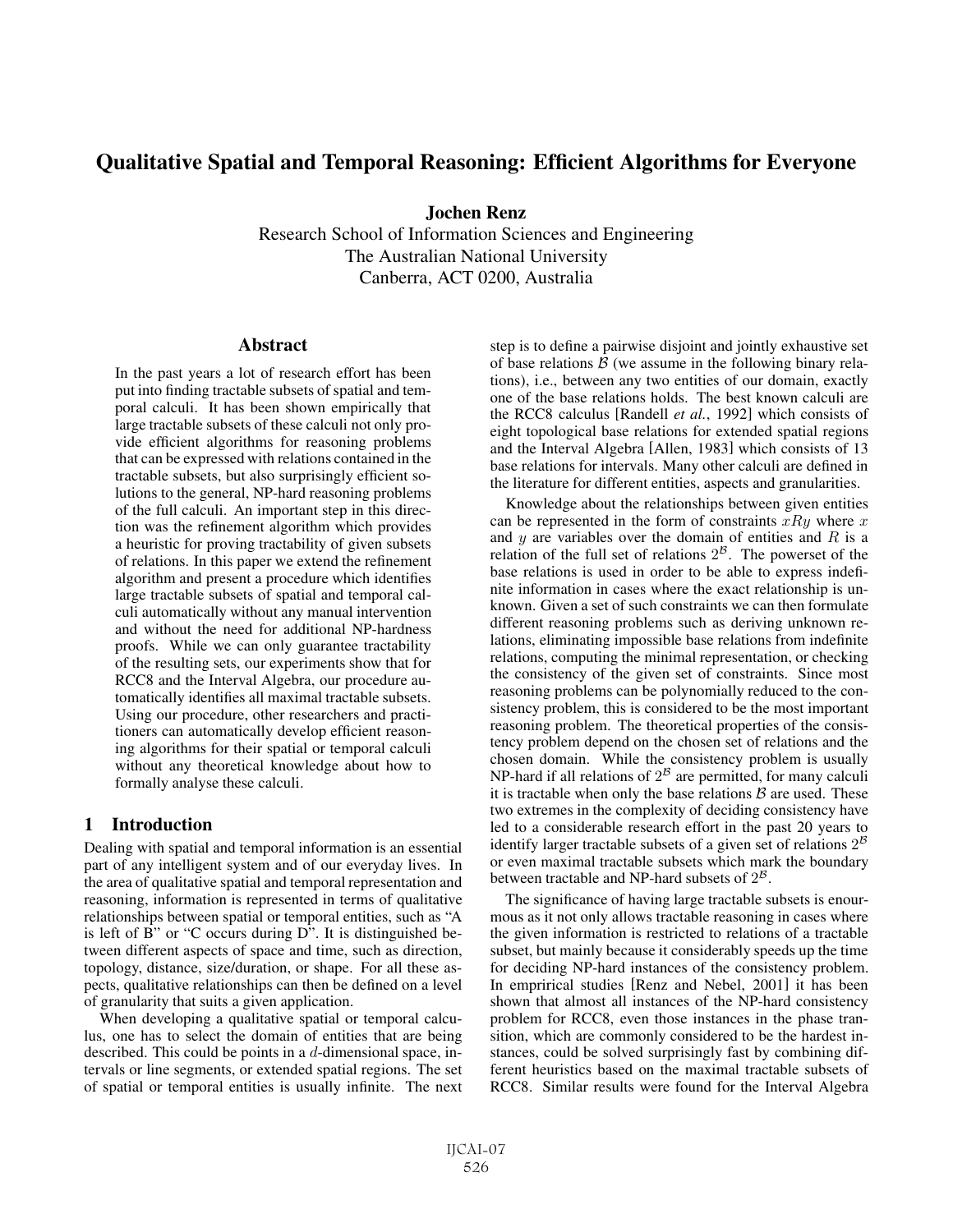# Qualitative Spatial and Temporal Reasoning: Efficient Algorithms for Everyone

**Jochen Renz**

Research School of Information Sciences and Engineering
The Australian National University
Canberra, ACT 0200, Australia

## Abstract

In the past years a lot of research effort has been put into finding tractable subsets of spatial and temporal calculi. It has been shown empirically that large tractable subsets of these calculi not only provide efficient algorithms for reasoning problems that can be expressed with relations contained in the tractable subsets, but also surprisingly efficient solutions to the general, NP-hard reasoning problems of the full calculi. An important step in this direction was the refinement algorithm which provides a heuristic for proving tractability of given subsets of relations. In this paper we extend the refinement algorithm and present a procedure which identifies large tractable subsets of spatial and temporal calculi automatically without any manual intervention and without the need for additional NP-hardness proofs. While we can only guarantee tractability of the resulting sets, our experiments show that for RCC8 and the Interval Algebra, our procedure automatically identifies all maximal tractable subsets. Using our procedure, other researchers and practitioners can automatically develop efficient reasoning algorithms for their spatial or temporal calculi without any theoretical knowledge about how to formally analyse these calculi.

## 1 Introduction

Dealing with spatial and temporal information is an essential part of any intelligent system and of our everyday lives. In the area of qualitative spatial and temporal representation and reasoning, information is represented in terms of qualitative relationships between spatial or temporal entities, such as "A is left of B" or "C occurs during D". It is distinguished between different aspects of space and time, such as direction, topology, distance, size/duration, or shape. For all these aspects, qualitative relationships can then be defined on a level of granularity that suits a given application.

When developing a qualitative spatial or temporal calculus, one has to select the domain of entities that are being described. This could be points in a $d$-dimensional space, intervals or line segments, or extended spatial regions. The set of spatial or temporal entities is usually infinite. The next step is to define a pairwise disjoint and jointly exhaustive set of base relations $\mathcal{B}$ (we assume in the following binary relations), i.e., between any two entities of our domain, exactly one of the base relations holds. The best known calculi are the RCC8 calculus [Randell *et al.*, 1992] which consists of eight topological base relations for extended spatial regions and the Interval Algebra [Allen, 1983] which consists of 13 base relations for intervals. Many other calculi are defined in the literature for different entities, aspects and granularities.

Knowledge about the relationships between given entities can be represented in the form of constraints $xRy$ where $x$ and $y$ are variables over the domain of entities and $R$ is a relation of the full set of relations $2^{\mathcal{B}}$. The powerset of the base relations is used in order to be able to express indefinite information in cases where the exact relationship is unknown. Given a set of such constraints we can then formulate different reasoning problems such as deriving unknown relations, eliminating impossible base relations from indefinite relations, computing the minimal representation, or checking the consistency of the given set of constraints. Since most reasoning problems can be polynomially reduced to the consistency problem, this is considered to be the most important reasoning problem. The theoretical properties of the consistency problem depend on the chosen set of relations and the chosen domain. While the consistency problem is usually NP-hard if all relations of $2^{\mathcal{B}}$ are permitted, for many calculi it is tractable when only the base relations $\mathcal{B}$ are used. These two extremes in the complexity of deciding consistency have led to a considerable research effort in the past 20 years to identify larger tractable subsets of a given set of relations $2^{\mathcal{B}}$ or even maximal tractable subsets which mark the boundary between tractable and NP-hard subsets of $2^{\mathcal{B}}$.

The significance of having large tractable subsets is enourmous as it not only allows tractable reasoning in cases where the given information is restricted to relations of a tractable subset, but mainly because it considerably speeds up the time for deciding NP-hard instances of the consistency problem. In emprirical studies [Renz and Nebel, 2001] it has been shown that almost all instances of the NP-hard consistency problem for RCC8, even those instances in the phase transition, which are commonly considered to be the hardest instances, could be solved surprisingly fast by combining different heuristics based on the maximal tractable subsets of RCC8. Similar results were found for the Interval Algebra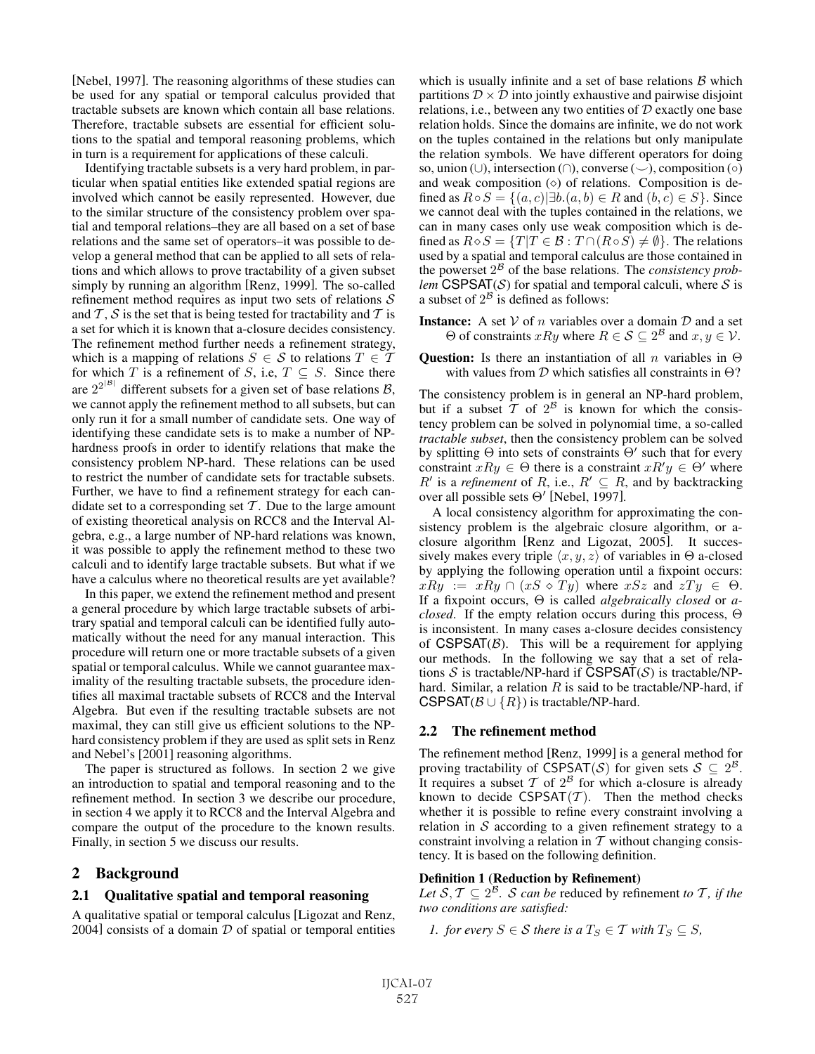[Nebel, 1997]. The reasoning algorithms of these studies can be used for any spatial or temporal calculus provided that tractable subsets are known which contain all base relations. Therefore, tractable subsets are essential for efficient solutions to the spatial and temporal reasoning problems, which in turn is a requirement for applications of these calculi.

Identifying tractable subsets is a very hard problem, in particular when spatial entities like extended spatial regions are involved which cannot be easily represented. However, due to the similar structure of the consistency problem over spatial and temporal relations–they are all based on a set of base relations and the same set of operators–it was possible to develop a general method that can be applied to all sets of relations and which allows to prove tractability of a given subset simply by running an algorithm [Renz, 1999]. The so-called refinement method requires as input two sets of relations $\mathcal{S}$ and $\mathcal{T}$, $\mathcal{S}$ is the set that is being tested for tractability and $\mathcal{T}$ is a set for which it is known that a-closure decides consistency. The refinement method further needs a refinement strategy, which is a mapping of relations $S \in \mathcal{S}$ to relations $T \in \mathcal{T}$ for which $T$ is a refinement of $S$, i.e, $T \subseteq S$. Since there are $2^{2^{|\mathcal{B}|}}$ different subsets for a given set of base relations $\mathcal{B}$, we cannot apply the refinement method to all subsets, but can only run it for a small number of candidate sets. One way of identifying these candidate sets is to make a number of NP-hardness proofs in order to identify relations that make the consistency problem NP-hard. These relations can be used to restrict the number of candidate sets for tractable subsets. Further, we have to find a refinement strategy for each candidate set to a corresponding set $\mathcal{T}$. Due to the large amount of existing theoretical analysis on RCC8 and the Interval Algebra, e.g., a large number of NP-hard relations was known, it was possible to apply the refinement method to these two calculi and to identify large tractable subsets. But what if we have a calculus where no theoretical results are yet available?

In this paper, we extend the refinement method and present a general procedure by which large tractable subsets of arbitrary spatial and temporal calculi can be identified fully automatically without the need for any manual interaction. This procedure will return one or more tractable subsets of a given spatial or temporal calculus. While we cannot guarantee maximality of the resulting tractable subsets, the procedure identifies all maximal tractable subsets of RCC8 and the Interval Algebra. But even if the resulting tractable subsets are not maximal, they can still give us efficient solutions to the NP-hard consistency problem if they are used as split sets in Renz and Nebel's [2001] reasoning algorithms.

The paper is structured as follows. In section 2 we give an introduction to spatial and temporal reasoning and to the refinement method. In section 3 we describe our procedure, in section 4 we apply it to RCC8 and the Interval Algebra and compare the output of the procedure to the known results. Finally, in section 5 we discuss our results.

## 2 Background

### 2.1 Qualitative spatial and temporal reasoning

A qualitative spatial or temporal calculus [Ligozat and Renz, 2004] consists of a domain $\mathcal{D}$ of spatial or temporal entities which is usually infinite and a set of base relations $\mathcal{B}$ which partitions $\mathcal{D} \times \mathcal{D}$ into jointly exhaustive and pairwise disjoint relations, i.e., between any two entities of $\mathcal{D}$ exactly one base relation holds. Since the domains are infinite, we do not work on the tuples contained in the relations but only manipulate the relation symbols. We have different operators for doing so, union ($\cup$), intersection ($\cap$), converse ($\smile$), composition ($\circ$) and weak composition ($\diamond$) of relations. Composition is defined as $R \circ S = \{(a,c) | \exists b.(a,b) \in R \text{ and } (b,c) \in S\}$. Since we cannot deal with the tuples contained in the relations, we can in many cases only use weak composition which is defined as $R \diamond S = \{T | T \in \mathcal{B} : T \cap (R \circ S) \neq \emptyset\}$. The relations used by a spatial and temporal calculus are those contained in the powerset $2^{\mathcal{B}}$ of the base relations. The *consistency problem* CSPSAT($\mathcal{S}$) for spatial and temporal calculi, where $\mathcal{S}$ is a subset of $2^{\mathcal{B}}$ is defined as follows:

**Instance:** A set $\mathcal{V}$ of $n$ variables over a domain $\mathcal{D}$ and a set $\Theta$ of constraints $xRy$ where $R \in \mathcal{S} \subseteq 2^{\mathcal{B}}$ and $x, y \in \mathcal{V}$.

**Question:** Is there an instantiation of all $n$ variables in $\Theta$ with values from $\mathcal{D}$ which satisfies all constraints in $\Theta$?

The consistency problem is in general an NP-hard problem, but if a subset $\mathcal{T}$ of $2^{\mathcal{B}}$ is known for which the consistency problem can be solved in polynomial time, a so-called *tractable subset*, then the consistency problem can be solved by splitting $\Theta$ into sets of constraints $\Theta'$ such that for every constraint $xRy \in \Theta$ there is a constraint $xR'y \in \Theta'$ where $R'$ is a *refinement* of $R$, i.e., $R' \subseteq R$, and by backtracking over all possible sets $\Theta'$ [Nebel, 1997].

A local consistency algorithm for approximating the consistency problem is the algebraic closure algorithm, or a-closure algorithm [Renz and Ligozat, 2005]. It successively makes every triple $\langle x, y, z \rangle$ of variables in $\Theta$ a-closed by applying the following operation until a fixpoint occurs: $xRy := xRy \cap (xS \diamond Ty)$ where $xSz$ and $zTy \in \Theta$. If a fixpoint occurs, $\Theta$ is called *algebraically closed* or *a-closed*. If the empty relation occurs during this process, $\Theta$ is inconsistent. In many cases a-closure decides consistency of CSPSAT($\mathcal{B}$). This will be a requirement for applying our methods. In the following we say that a set of relations $\mathcal{S}$ is tractable/NP-hard if CSPSAT($\mathcal{S}$) is tractable/NP-hard. Similar, a relation $R$ is said to be tractable/NP-hard, if CSPSAT($\mathcal{B} \cup \{R\}$) is tractable/NP-hard.

### 2.2 The refinement method

The refinement method [Renz, 1999] is a general method for proving tractability of CSPSAT($\mathcal{S}$) for given sets $\mathcal{S} \subseteq 2^{\mathcal{B}}$. It requires a subset $\mathcal{T}$ of $2^{\mathcal{B}}$ for which a-closure is already known to decide CSPSAT($\mathcal{T}$). Then the method checks whether it is possible to refine every constraint involving a relation in $\mathcal{S}$ according to a given refinement strategy to a constraint involving a relation in $\mathcal{T}$ without changing consistency. It is based on the following definition.

**Definition 1 (Reduction by Refinement)**
*Let $\mathcal{S}, \mathcal{T} \subseteq 2^{\mathcal{B}}$. $\mathcal{S}$ can be* reduced by refinement *to $\mathcal{T}$, if the two conditions are satisfied:*

1. *for every $S \in \mathcal{S}$ there is a $T_S \in \mathcal{T}$ with $T_S \subseteq S$,*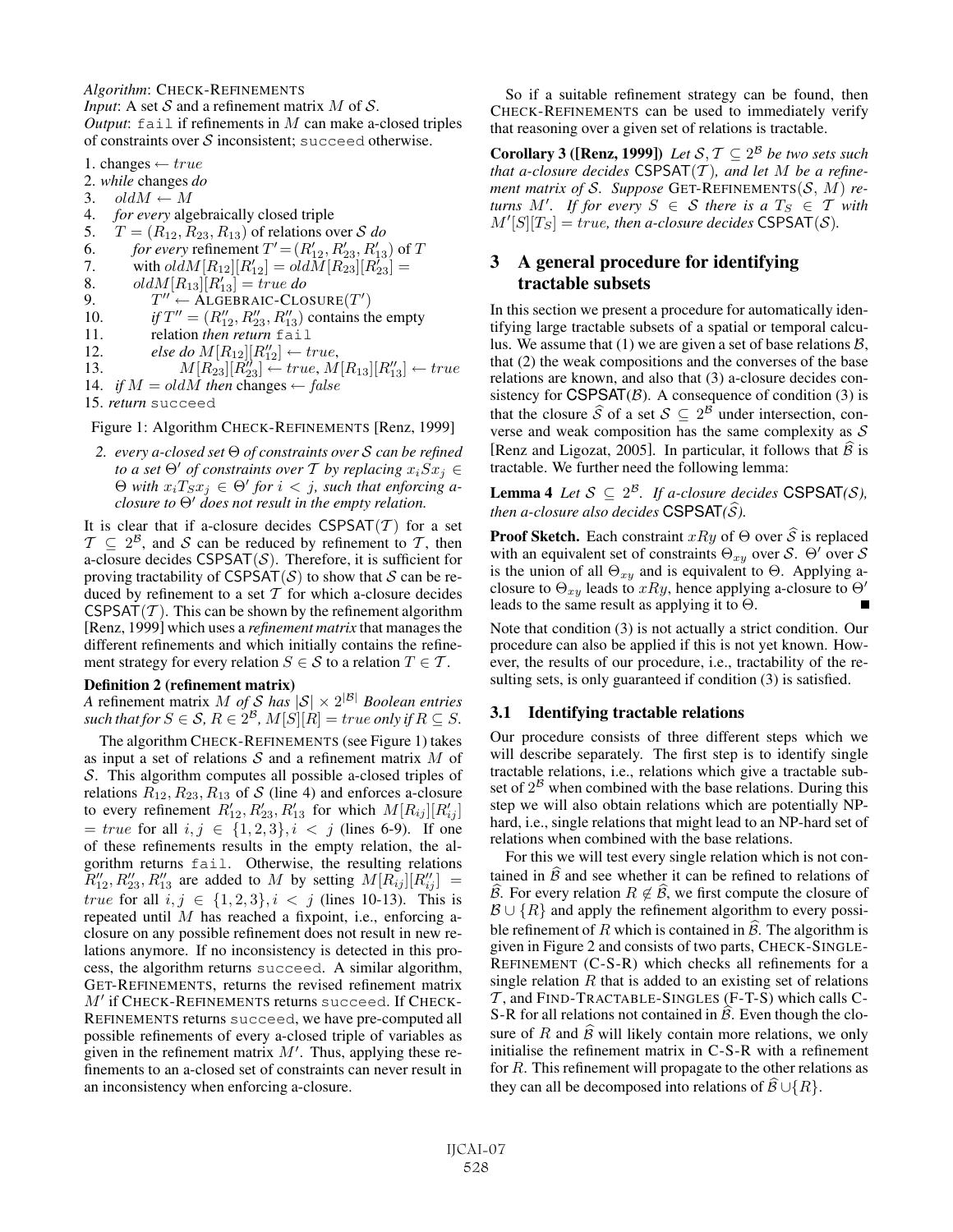*Algorithm*: CHECK-REFINEMENTS
*Input*: A set $\mathcal{S}$ and a refinement matrix $M$ of $\mathcal{S}$.
*Output*: `fail` if refinements in $M$ can make a-closed triples of constraints over $\mathcal{S}$ inconsistent; `succeed` otherwise.

1. changes $\leftarrow$ *true*
2. *while* changes *do*
3. $\quad oldM \leftarrow M$
4. $\quad$ *for every* algebraically closed triple
5. $\quad T = (R_{12}, R_{23}, R_{13})$ of relations over $\mathcal{S}$ *do*
6. $\quad\quad$ *for every* refinement $T' = (R'_{12}, R'_{23}, R'_{13})$ of $T$
7. $\quad\quad$ with $oldM[R_{12}][R'_{12}] = oldM[R_{23}][R'_{23}] =$
8. $\quad\quad oldM[R_{13}][R'_{13}] = true$ *do*
9. $\quad\quad\quad T'' \leftarrow$ ALGEBRAIC-CLOSURE$(T')$
10. $\quad\quad\quad$ *if* $T'' = (R''_{12}, R''_{23}, R''_{13})$ contains the empty
11. $\quad\quad\quad$ relation *then return* `fail`
12. $\quad\quad\quad$ *else do* $M[R_{12}][R''_{12}] \leftarrow true$,
13. $\quad\quad\quad\quad M[R_{23}][R''_{23}] \leftarrow true, M[R_{13}][R''_{13}] \leftarrow true$
14. $\quad$ *if* $M = oldM$ *then* changes $\leftarrow$ *false*
15. *return* `succeed`

Figure 1: Algorithm CHECK-REFINEMENTS [Renz, 1999]

*2. every a-closed set $\Theta$ of constraints over $\mathcal{S}$ can be refined to a set $\Theta'$ of constraints over $\mathcal{T}$ by replacing $x_i S x_j \in \Theta$ with $x_i T_S x_j \in \Theta'$ for $i < j$, such that enforcing a-closure to $\Theta'$ does not result in the empty relation.*

It is clear that if a-closure decides CSPSAT$(\mathcal{T})$ for a set $\mathcal{T} \subseteq 2^{\mathcal{B}}$, and $\mathcal{S}$ can be reduced by refinement to $\mathcal{T}$, then a-closure decides CSPSAT$(\mathcal{S})$. Therefore, it is sufficient for proving tractability of CSPSAT$(\mathcal{S})$ to show that $\mathcal{S}$ can be reduced by refinement to a set $\mathcal{T}$ for which a-closure decides CSPSAT$(\mathcal{T})$. This can be shown by the refinement algorithm [Renz, 1999] which uses a *refinement matrix* that manages the different refinements and which initially contains the refinement strategy for every relation $S \in \mathcal{S}$ to a relation $T \in \mathcal{T}$.

**Definition 2 (refinement matrix)**
*A* refinement matrix *$M$ of $\mathcal{S}$ has $|\mathcal{S}| \times 2^{|\mathcal{B}|}$ Boolean entries such that for $S \in \mathcal{S}$, $R \in 2^{\mathcal{B}}$, $M[S][R] = true$ only if $R \subseteq S$.*

The algorithm CHECK-REFINEMENTS (see Figure 1) takes as input a set of relations $\mathcal{S}$ and a refinement matrix $M$ of $\mathcal{S}$. This algorithm computes all possible a-closed triples of relations $R_{12}, R_{23}, R_{13}$ of $\mathcal{S}$ (line 4) and enforces a-closure to every refinement $R'_{12}, R'_{23}, R'_{13}$ for which $M[R_{ij}][R'_{ij}] = true$ for all $i, j \in \{1, 2, 3\}, i < j$ (lines 6-9). If one of these refinements results in the empty relation, the algorithm returns `fail`. Otherwise, the resulting relations $R''_{12}, R''_{23}, R''_{13}$ are added to $M$ by setting $M[R_{ij}][R''_{ij}] = true$ for all $i, j \in \{1, 2, 3\}, i < j$ (lines 10-13). This is repeated until $M$ has reached a fixpoint, i.e., enforcing a-closure on any possible refinement does not result in new relations anymore. If no inconsistency is detected in this process, the algorithm returns `succeed`. A similar algorithm, GET-REFINEMENTS, returns the revised refinement matrix $M'$ if CHECK-REFINEMENTS returns `succeed`. If CHECK-REFINEMENTS returns `succeed`, we have pre-computed all possible refinements of every a-closed triple of variables as given in the refinement matrix $M'$. Thus, applying these refinements to an a-closed set of constraints can never result in an inconsistency when enforcing a-closure.

So if a suitable refinement strategy can be found, then CHECK-REFINEMENTS can be used to immediately verify that reasoning over a given set of relations is tractable.

**Corollary 3 ([Renz, 1999])** *Let $\mathcal{S}, \mathcal{T} \subseteq 2^{\mathcal{B}}$ be two sets such that a-closure decides CSPSAT$(\mathcal{T})$, and let $M$ be a refinement matrix of $\mathcal{S}$. Suppose* GET-REFINEMENTS$(\mathcal{S}, M)$ *returns $M'$. If for every $S \in \mathcal{S}$ there is a $T_S \in \mathcal{T}$ with $M'[S][T_S] = true$, then a-closure decides CSPSAT$(\mathcal{S})$.*

## 3 A general procedure for identifying tractable subsets

In this section we present a procedure for automatically identifying large tractable subsets of a spatial or temporal calculus. We assume that (1) we are given a set of base relations $\mathcal{B}$, that (2) the weak compositions and the converses of the base relations are known, and also that (3) a-closure decides consistency for CSPSAT$(\mathcal{B})$. A consequence of condition (3) is that the closure $\widehat{\mathcal{S}}$ of a set $\mathcal{S} \subseteq 2^{\mathcal{B}}$ under intersection, converse and weak composition has the same complexity as $\mathcal{S}$ [Renz and Ligozat, 2005]. In particular, it follows that $\widehat{\mathcal{B}}$ is tractable. We further need the following lemma:

**Lemma 4** *Let $\mathcal{S} \subseteq 2^{\mathcal{B}}$. If a-closure decides CSPSAT$(\mathcal{S})$, then a-closure also decides CSPSAT$(\widehat{\mathcal{S}})$.*

**Proof Sketch.** Each constraint $xRy$ of $\Theta$ over $\widehat{\mathcal{S}}$ is replaced with an equivalent set of constraints $\Theta_{xy}$ over $\mathcal{S}$. $\Theta'$ over $\mathcal{S}$ is the union of all $\Theta_{xy}$ and is equivalent to $\Theta$. Applying a-closure to $\Theta_{xy}$ leads to $xRy$, hence applying a-closure to $\Theta'$ leads to the same result as applying it to $\Theta$. ∎

Note that condition (3) is not actually a strict condition. Our procedure can also be applied if this is not yet known. However, the results of our procedure, i.e., tractability of the resulting sets, is only guaranteed if condition (3) is satisfied.

### 3.1 Identifying tractable relations

Our procedure consists of three different steps which we will describe separately. The first step is to identify single tractable relations, i.e., relations which give a tractable subset of $2^{\mathcal{B}}$ when combined with the base relations. During this step we will also obtain relations which are potentially NP-hard, i.e., single relations that might lead to an NP-hard set of relations when combined with the base relations.

For this we will test every single relation which is not contained in $\widehat{\mathcal{B}}$ and see whether it can be refined to relations of $\widehat{\mathcal{B}}$. For every relation $R \notin \widehat{\mathcal{B}}$, we first compute the closure of $\mathcal{B} \cup \{R\}$ and apply the refinement algorithm to every possible refinement of $R$ which is contained in $\widehat{\mathcal{B}}$. The algorithm is given in Figure 2 and consists of two parts, CHECK-SINGLE-REFINEMENT (C-S-R) which checks all refinements for a single relation $R$ that is added to an existing set of relations $\mathcal{T}$, and FIND-TRACTABLE-SINGLES (F-T-S) which calls C-S-R for all relations not contained in $\widehat{\mathcal{B}}$. Even though the closure of $R$ and $\widehat{\mathcal{B}}$ will likely contain more relations, we only initialise the refinement matrix in C-S-R with a refinement for $R$. This refinement will propagate to the other relations as they can all be decomposed into relations of $\widehat{\mathcal{B}} \cup \{R\}$.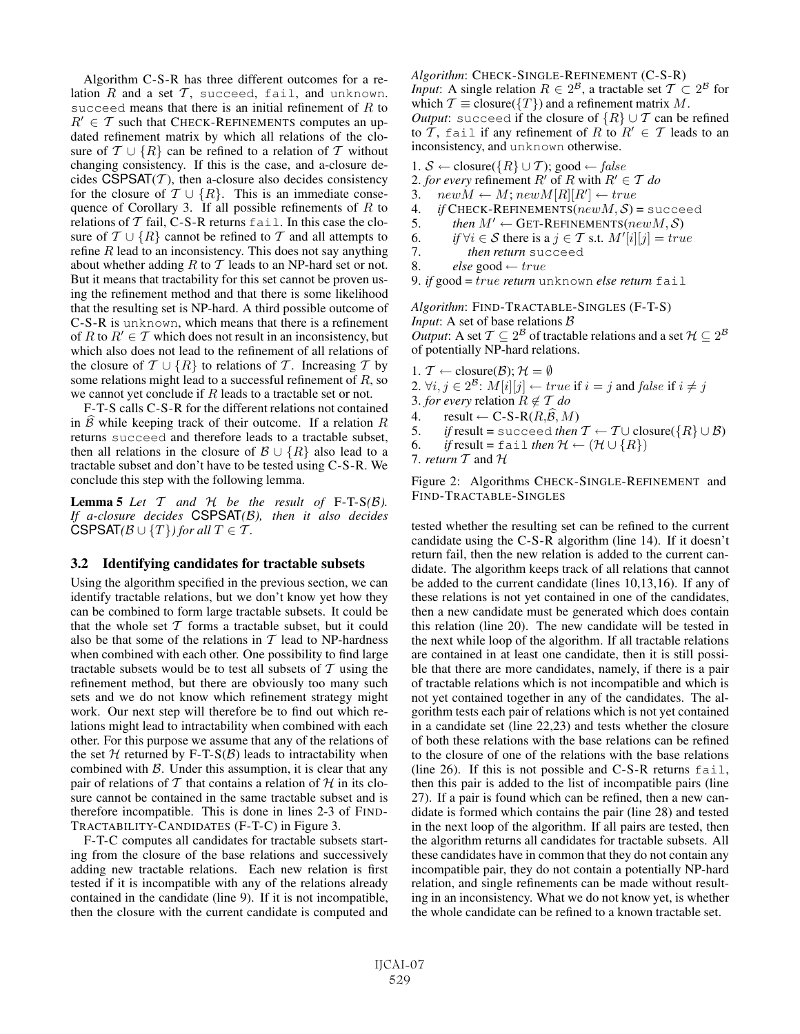Algorithm C-S-R has three different outcomes for a relation $R$ and a set $\mathcal{T}$, `succeed`, `fail`, and `unknown`. `succeed` means that there is an initial refinement of $R$ to $R' \in \mathcal{T}$ such that CHECK-REFINEMENTS computes an updated refinement matrix by which all relations of the closure of $\mathcal{T} \cup \{R\}$ can be refined to a relation of $\mathcal{T}$ without changing consistency. If this is the case, and a-closure decides $\mathsf{CSPSAT}(\mathcal{T})$, then a-closure also decides consistency for the closure of $\mathcal{T} \cup \{R\}$. This is an immediate consequence of Corollary 3. If all possible refinements of $R$ to relations of $\mathcal{T}$ fail, C-S-R returns `fail`. In this case the closure of $\mathcal{T} \cup \{R\}$ cannot be refined to $\mathcal{T}$ and all attempts to refine $R$ lead to an inconsistency. This does not say anything about whether adding $R$ to $\mathcal{T}$ leads to an NP-hard set or not. But it means that tractability for this set cannot be proven using the refinement method and that there is some likelihood that the resulting set is NP-hard. A third possible outcome of C-S-R is `unknown`, which means that there is a refinement of $R$ to $R' \in \mathcal{T}$ which does not result in an inconsistency, but which also does not lead to the refinement of all relations of the closure of $\mathcal{T} \cup \{R\}$ to relations of $\mathcal{T}$. Increasing $\mathcal{T}$ by some relations might lead to a successful refinement of $R$, so we cannot yet conclude if $R$ leads to a tractable set or not.

F-T-S calls C-S-R for the different relations not contained in $\widehat{\mathcal{B}}$ while keeping track of their outcome. If a relation $R$ returns `succeed` and therefore leads to a tractable subset, then all relations in the closure of $\mathcal{B} \cup \{R\}$ also lead to a tractable subset and don't have to be tested using C-S-R. We conclude this step with the following lemma.

**Lemma 5** *Let $\mathcal{T}$ and $\mathcal{H}$ be the result of* F-T-S*($\mathcal{B}$). If a-closure decides* $\mathsf{CSPSAT}$*($\mathcal{B}$), then it also decides* $\mathsf{CSPSAT}$*($\mathcal{B} \cup \{T\}$) for all $T \in \mathcal{T}$.*

## 3.2 Identifying candidates for tractable subsets

Using the algorithm specified in the previous section, we can identify tractable relations, but we don't know yet how they can be combined to form large tractable subsets. It could be that the whole set $\mathcal{T}$ forms a tractable subset, but it could also be that some of the relations in $\mathcal{T}$ lead to NP-hardness when combined with each other. One possibility to find large tractable subsets would be to test all subsets of $\mathcal{T}$ using the refinement method, but there are obviously too many such sets and we do not know which refinement strategy might work. Our next step will therefore be to find out which relations might lead to intractability when combined with each other. For this purpose we assume that any of the relations of the set $\mathcal{H}$ returned by F-T-S($\mathcal{B}$) leads to intractability when combined with $\mathcal{B}$. Under this assumption, it is clear that any pair of relations of $\mathcal{T}$ that contains a relation of $\mathcal{H}$ in its closure cannot be contained in the same tractable subset and is therefore incompatible. This is done in lines 2-3 of FIND-TRACTABILITY-CANDIDATES (F-T-C) in Figure 3.

F-T-C computes all candidates for tractable subsets starting from the closure of the base relations and successively adding new tractable relations. Each new relation is first tested if it is incompatible with any of the relations already contained in the candidate (line 9). If it is not incompatible, then the closure with the current candidate is computed and tested whether the resulting set can be refined to the current candidate using the C-S-R algorithm (line 14). If it doesn't return fail, then the new relation is added to the current candidate. The algorithm keeps track of all relations that cannot be added to the current candidate (lines 10,13,16). If any of these relations is not yet contained in one of the candidates, then a new candidate must be generated which does contain this relation (line 20). The new candidate will be tested in the next while loop of the algorithm. If all tractable relations are contained in at least one candidate, then it is still possible that there are more candidates, namely, if there is a pair of tractable relations which is not incompatible and which is not yet contained together in any of the candidates. The algorithm tests each pair of relations which is not yet contained in a candidate set (line 22,23) and tests whether the closure of both these relations with the base relations can be refined to the closure of one of the relations with the base relations (line 26). If this is not possible and C-S-R returns `fail`, then this pair is added to the list of incompatible pairs (line 27). If a pair is found which can be refined, then a new candidate is formed which contains the pair (line 28) and tested in the next loop of the algorithm. If all pairs are tested, then the algorithm returns all candidates for tractable subsets. All these candidates have in common that they do not contain any incompatible pair, they do not contain a potentially NP-hard relation, and single refinements can be made without resulting in an inconsistency. What we do not know yet, is whether the whole candidate can be refined to a known tractable set.

*Algorithm*: CHECK-SINGLE-REFINEMENT (C-S-R)
*Input*: A single relation $R \in 2^{\mathcal{B}}$, a tractable set $\mathcal{T} \subset 2^{\mathcal{B}}$ for which $\mathcal{T} \equiv \text{closure}(\{T\})$ and a refinement matrix $M$.
*Output*: `succeed` if the closure of $\{R\} \cup \mathcal{T}$ can be refined to $\mathcal{T}$, `fail` if any refinement of $R$ to $R' \in \mathcal{T}$ leads to an inconsistency, and `unknown` otherwise.

1. $\mathcal{S} \leftarrow \text{closure}(\{R\} \cup \mathcal{T})$; good $\leftarrow$ *false*
2. *for every* refinement $R'$ of $R$ with $R' \in \mathcal{T}$ *do*
3. $\quad newM \leftarrow M$; $newM[R][R'] \leftarrow true$
4. $\quad$ *if* CHECK-REFINEMENTS($newM, \mathcal{S}$) = `succeed`
5. $\quad\quad$ *then* $M' \leftarrow$ GET-REFINEMENTS($newM, \mathcal{S}$)
6. $\quad\quad$ *if* $\forall i \in \mathcal{S}$ there is a $j \in \mathcal{T}$ s.t. $M'[i][j] = true$
7. $\quad\quad\quad$ *then return* `succeed`
8. $\quad\quad$ *else* good $\leftarrow true$
9. *if* good = $true$ *return* `unknown` *else return* `fail`

*Algorithm*: FIND-TRACTABLE-SINGLES (F-T-S)
*Input*: A set of base relations $\mathcal{B}$
*Output*: A set $\mathcal{T} \subseteq 2^{\mathcal{B}}$ of tractable relations and a set $\mathcal{H} \subseteq 2^{\mathcal{B}}$ of potentially NP-hard relations.

1. $\mathcal{T} \leftarrow \text{closure}(\mathcal{B})$; $\mathcal{H} = \emptyset$
2. $\forall i, j \in 2^{\mathcal{B}}$: $M[i][j] \leftarrow true$ if $i = j$ and $false$ if $i \neq j$
3. *for every* relation $R \notin \mathcal{T}$ *do*
4. $\quad$ result $\leftarrow$ C-S-R($R, \widehat{\mathcal{B}}, M$)
5. $\quad$ *if* result = `succeed` *then* $\mathcal{T} \leftarrow \mathcal{T} \cup \text{closure}(\{R\} \cup \mathcal{B})$
6. $\quad$ *if* result = `fail` *then* $\mathcal{H} \leftarrow (\mathcal{H} \cup \{R\})$
7. *return* $\mathcal{T}$ and $\mathcal{H}$

Figure 2: Algorithms CHECK-SINGLE-REFINEMENT and FIND-TRACTABLE-SINGLES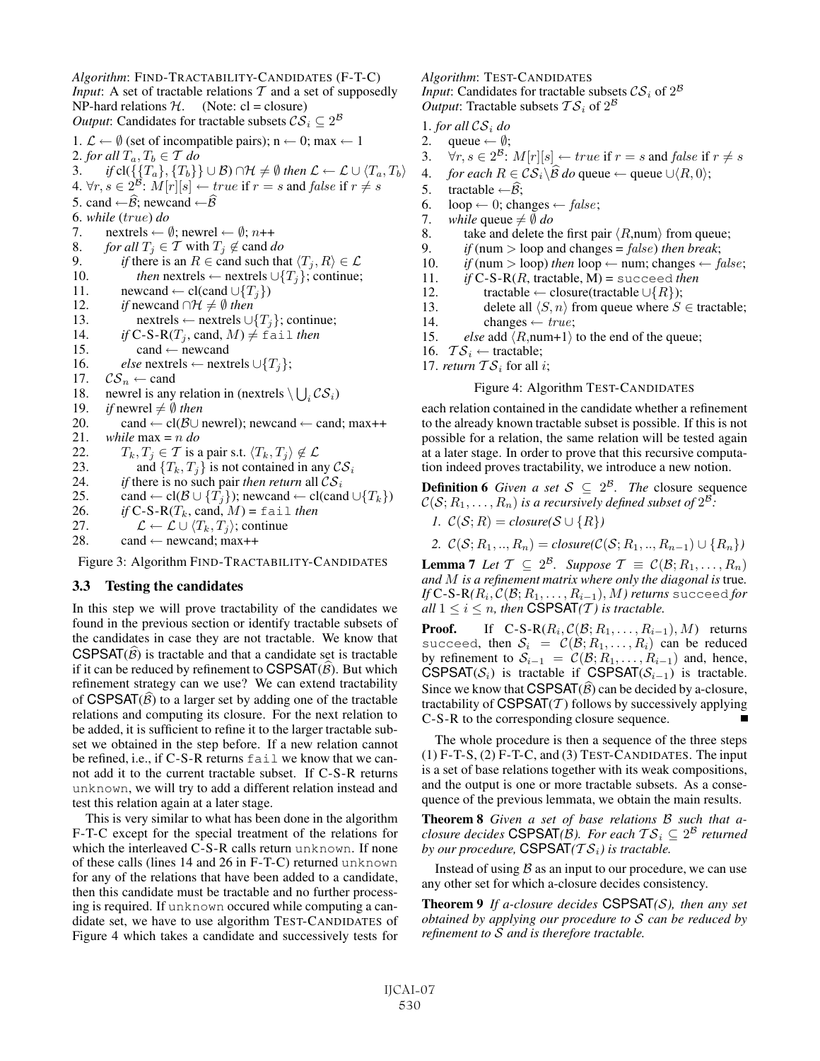*Algorithm*: FIND-TRACTABILITY-CANDIDATES (F-T-C)
*Input*: A set of tractable relations $\mathcal{T}$ and a set of supposedly NP-hard relations $\mathcal{H}$. (Note: cl = closure)
*Output*: Candidates for tractable subsets $\mathcal{CS}_i \subseteq 2^{\mathcal{B}}$

1. $\mathcal{L} \leftarrow \emptyset$ (set of incompatible pairs); n $\leftarrow$ 0; max $\leftarrow$ 1
2. *for all* $T_a, T_b \in \mathcal{T}$ *do*
3. *if* cl$(\{\{T_a\},\{T_b\}\} \cup \mathcal{B}) \cap \mathcal{H} \neq \emptyset$ *then* $\mathcal{L} \leftarrow \mathcal{L} \cup \langle T_a, T_b \rangle$
4. $\forall r, s \in 2^{\mathcal{B}}$: $M[r][s] \leftarrow true$ if $r = s$ and $false$ if $r \neq s$
5. cand $\leftarrow \widehat{\mathcal{B}}$; newcand $\leftarrow \widehat{\mathcal{B}}$
6. *while* ($true$) *do*
7. nextrels $\leftarrow \emptyset$; newrel $\leftarrow \emptyset$; $n$++
8. *for all* $T_j \in \mathcal{T}$ with $T_j \notin$ cand *do*
9. *if* there is an $R \in$ cand such that $\langle T_j, R \rangle \in \mathcal{L}$
10. *then* nextrels $\leftarrow$ nextrels $\cup \{T_j\}$; continue;
11. newcand $\leftarrow$ cl(cand $\cup \{T_j\}$)
12. *if* newcand $\cap \mathcal{H} \neq \emptyset$ *then*
13. nextrels $\leftarrow$ nextrels $\cup \{T_j\}$; continue;
14. *if* C-S-R($T_j$, cand, $M$) $\neq$ `fail` *then*
15. cand $\leftarrow$ newcand
16. *else* nextrels $\leftarrow$ nextrels $\cup \{T_j\}$;
17. $\mathcal{CS}_n \leftarrow$ cand
18. newrel is any relation in (nextrels $\setminus \bigcup_i \mathcal{CS}_i$)
19. *if* newrel $\neq \emptyset$ *then*
20. cand $\leftarrow$ cl($\mathcal{B} \cup$ newrel); newcand $\leftarrow$ cand; max++
21. *while* max = $n$ *do*
22. $T_k, T_j \in \mathcal{T}$ is a pair s.t. $\langle T_k, T_j \rangle \notin \mathcal{L}$
23. and $\{T_k, T_j\}$ is not contained in any $\mathcal{CS}_i$
24. *if* there is no such pair *then return* all $\mathcal{CS}_i$
25. cand $\leftarrow$ cl($\mathcal{B} \cup \{T_j\}$); newcand $\leftarrow$ cl(cand $\cup \{T_k\}$)
26. *if* C-S-R($T_k$, cand, $M$) = `fail` *then*
27. $\mathcal{L} \leftarrow \mathcal{L} \cup \langle T_k, T_j \rangle$; continue
28. cand $\leftarrow$ newcand; max++

Figure 3: Algorithm FIND-TRACTABILITY-CANDIDATES

### 3.3 Testing the candidates

In this step we will prove tractability of the candidates we found in the previous section or identify tractable subsets of the candidates in case they are not tractable. We know that CSPSAT($\widehat{\mathcal{B}}$) is tractable and that a candidate set is tractable if it can be reduced by refinement to CSPSAT($\widehat{\mathcal{B}}$). But which refinement strategy can we use? We can extend tractability of CSPSAT($\widehat{\mathcal{B}}$) to a larger set by adding one of the tractable relations and computing its closure. For the next relation to be added, it is sufficient to refine it to the larger tractable subset we obtained in the step before. If a new relation cannot be refined, i.e., if C-S-R returns `fail` we know that we cannot add it to the current tractable subset. If C-S-R returns `unknown`, we will try to add a different relation instead and test this relation again at a later stage.

This is very similar to what has been done in the algorithm F-T-C except for the special treatment of the relations for which the interleaved C-S-R calls return `unknown`. If none of these calls (lines 14 and 26 in F-T-C) returned `unknown` for any of the relations that have been added to a candidate, then this candidate must be tractable and no further processing is required. If `unknown` occured while computing a candidate set, we have to use algorithm TEST-CANDIDATES of Figure 4 which takes a candidate and successively tests for

*Algorithm*: TEST-CANDIDATES
*Input*: Candidates for tractable subsets $\mathcal{CS}_i$ of $2^{\mathcal{B}}$
*Output*: Tractable subsets $\mathcal{TS}_i$ of $2^{\mathcal{B}}$

1. *for all* $\mathcal{CS}_i$ *do*
2. queue $\leftarrow \emptyset$;
3. $\forall r, s \in 2^{\mathcal{B}}$: $M[r][s] \leftarrow true$ if $r = s$ and $false$ if $r \neq s$
4. *for each* $R \in \mathcal{CS}_i \setminus \widehat{\mathcal{B}}$ *do* queue $\leftarrow$ queue $\cup \langle R, 0 \rangle$;
5. tractable $\leftarrow \widehat{\mathcal{B}}$;
6. loop $\leftarrow$ 0; changes $\leftarrow false$;
7. *while* queue $\neq \emptyset$ *do*
8. take and delete the first pair $\langle R,$num$\rangle$ from queue;
9. *if* (num $>$ loop and changes = $false$) *then break*;
10. *if* (num $>$ loop) *then* loop $\leftarrow$ num; changes $\leftarrow false$;
11. *if* C-S-R($R$, tractable, M) = `succeed` *then*
12. tractable $\leftarrow$ closure(tractable $\cup \{R\}$);
13. delete all $\langle S, n \rangle$ from queue where $S \in$ tractable;
14. changes $\leftarrow true$;
15. *else* add $\langle R,$num+1$\rangle$ to the end of the queue;
16. $\mathcal{TS}_i \leftarrow$ tractable;
17. *return* $\mathcal{TS}_i$ for all $i$;

Figure 4: Algorithm TEST-CANDIDATES

each relation contained in the candidate whether a refinement to the already known tractable subset is possible. If this is not possible for a relation, the same relation will be tested again at a later stage. In order to prove that this recursive computation indeed proves tractability, we introduce a new notion.

**Definition 6** *Given a set $\mathcal{S} \subseteq 2^{\mathcal{B}}$. The* closure sequence *$\mathcal{C}(\mathcal{S}; R_1, \ldots, R_n)$ is a recursively defined subset of $2^{\mathcal{B}}$:*

1. *$\mathcal{C}(\mathcal{S}; R) = closure(\mathcal{S} \cup \{R\})$*
2. *$\mathcal{C}(\mathcal{S}; R_1, .., R_n) = closure(\mathcal{C}(\mathcal{S}; R_1, .., R_{n-1}) \cup \{R_n\})$*

**Lemma 7** *Let $\mathcal{T} \subseteq 2^{\mathcal{B}}$. Suppose $\mathcal{T} \equiv \mathcal{C}(\mathcal{B}; R_1, \ldots, R_n)$ and $M$ is a refinement matrix where only the diagonal is* true*. If* C-S-R*($R_i, \mathcal{C}(\mathcal{B}; R_1, \ldots, R_{i-1}), M$) returns* `succeed` *for all $1 \leq i \leq n$, then* CSPSAT*($\mathcal{T}$) is tractable.*

**Proof.** If C-S-R($R_i, \mathcal{C}(\mathcal{B}; R_1, \ldots, R_{i-1}), M$) returns `succeed`, then $\mathcal{S}_i = \mathcal{C}(\mathcal{B}; R_1, \ldots, R_i)$ can be reduced by refinement to $\mathcal{S}_{i-1} = \mathcal{C}(\mathcal{B}; R_1, \ldots, R_{i-1})$ and, hence, CSPSAT($\mathcal{S}_i$) is tractable if CSPSAT($\mathcal{S}_{i-1}$) is tractable. Since we know that CSPSAT($\widehat{\mathcal{B}}$) can be decided by a-closure, tractability of CSPSAT($\mathcal{T}$) follows by successively applying C-S-R to the corresponding closure sequence. ∎

The whole procedure is then a sequence of the three steps (1) F-T-S, (2) F-T-C, and (3) TEST-CANDIDATES. The input is a set of base relations together with its weak compositions, and the output is one or more tractable subsets. As a consequence of the previous lemmata, we obtain the main results.

**Theorem 8** *Given a set of base relations $\mathcal{B}$ such that a-closure decides* CSPSAT*($\mathcal{B}$). For each $\mathcal{TS}_i \subseteq 2^{\mathcal{B}}$ returned by our procedure,* CSPSAT*($\mathcal{TS}_i$) is tractable.*

Instead of using $\mathcal{B}$ as an input to our procedure, we can use any other set for which a-closure decides consistency.

**Theorem 9** *If a-closure decides* CSPSAT*($\mathcal{S}$), then any set obtained by applying our procedure to $\mathcal{S}$ can be reduced by refinement to $\mathcal{S}$ and is therefore tractable.*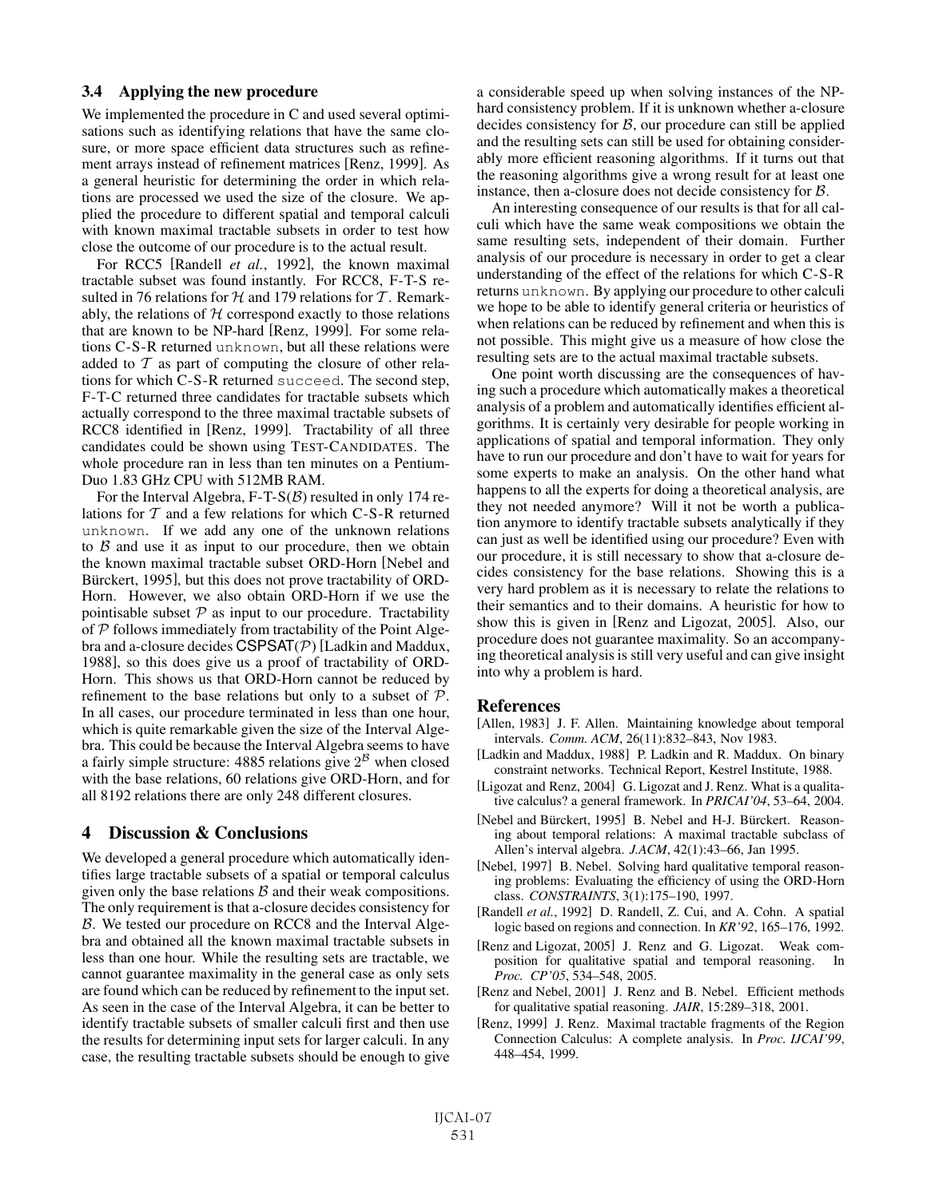### 3.4 Applying the new procedure

We implemented the procedure in C and used several optimisations such as identifying relations that have the same closure, or more space efficient data structures such as refinement arrays instead of refinement matrices [Renz, 1999]. As a general heuristic for determining the order in which relations are processed we used the size of the closure. We applied the procedure to different spatial and temporal calculi with known maximal tractable subsets in order to test how close the outcome of our procedure is to the actual result.

For RCC5 [Randell *et al.*, 1992], the known maximal tractable subset was found instantly. For RCC8, F-T-S resulted in 76 relations for $\mathcal{H}$ and 179 relations for $\mathcal{T}$. Remarkably, the relations of $\mathcal{H}$ correspond exactly to those relations that are known to be NP-hard [Renz, 1999]. For some relations C-S-R returned `unknown`, but all these relations were added to $\mathcal{T}$ as part of computing the closure of other relations for which C-S-R returned `succeed`. The second step, F-T-C returned three candidates for tractable subsets which actually correspond to the three maximal tractable subsets of RCC8 identified in [Renz, 1999]. Tractability of all three candidates could be shown using TEST-CANDIDATES. The whole procedure ran in less than ten minutes on a Pentium-Duo 1.83 GHz CPU with 512MB RAM.

For the Interval Algebra, F-T-S($\mathcal{B}$) resulted in only 174 relations for $\mathcal{T}$ and a few relations for which C-S-R returned `unknown`. If we add any one of the unknown relations to $\mathcal{B}$ and use it as input to our procedure, then we obtain the known maximal tractable subset ORD-Horn [Nebel and Bürckert, 1995], but this does not prove tractability of ORD-Horn. However, we also obtain ORD-Horn if we use the pointisable subset $\mathcal{P}$ as input to our procedure. Tractability of $\mathcal{P}$ follows immediately from tractability of the Point Algebra and a-closure decides $\mathsf{CSPSAT}(\mathcal{P})$ [Ladkin and Maddux, 1988], so this does give us a proof of tractability of ORD-Horn. This shows us that ORD-Horn cannot be reduced by refinement to the base relations but only to a subset of $\mathcal{P}$. In all cases, our procedure terminated in less than one hour, which is quite remarkable given the size of the Interval Algebra. This could be because the Interval Algebra seems to have a fairly simple structure: 4885 relations give $2^{\mathcal{B}}$ when closed with the base relations, 60 relations give ORD-Horn, and for all 8192 relations there are only 248 different closures.

## 4 Discussion & Conclusions

We developed a general procedure which automatically identifies large tractable subsets of a spatial or temporal calculus given only the base relations $\mathcal{B}$ and their weak compositions. The only requirement is that a-closure decides consistency for $\mathcal{B}$. We tested our procedure on RCC8 and the Interval Algebra and obtained all the known maximal tractable subsets in less than one hour. While the resulting sets are tractable, we cannot guarantee maximality in the general case as only sets are found which can be reduced by refinement to the input set. As seen in the case of the Interval Algebra, it can be better to identify tractable subsets of smaller calculi first and then use the results for determining input sets for larger calculi. In any case, the resulting tractable subsets should be enough to give a considerable speed up when solving instances of the NP-hard consistency problem. If it is unknown whether a-closure decides consistency for $\mathcal{B}$, our procedure can still be applied and the resulting sets can still be used for obtaining considerably more efficient reasoning algorithms. If it turns out that the reasoning algorithms give a wrong result for at least one instance, then a-closure does not decide consistency for $\mathcal{B}$.

An interesting consequence of our results is that for all calculi which have the same weak compositions we obtain the same resulting sets, independent of their domain. Further analysis of our procedure is necessary in order to get a clear understanding of the effect of the relations for which C-S-R returns `unknown`. By applying our procedure to other calculi we hope to be able to identify general criteria or heuristics of when relations can be reduced by refinement and when this is not possible. This might give us a measure of how close the resulting sets are to the actual maximal tractable subsets.

One point worth discussing are the consequences of having such a procedure which automatically makes a theoretical analysis of a problem and automatically identifies efficient algorithms. It is certainly very desirable for people working in applications of spatial and temporal information. They only have to run our procedure and don't have to wait for years for some experts to make an analysis. On the other hand what happens to all the experts for doing a theoretical analysis, are they not needed anymore? Will it not be worth a publication anymore to identify tractable subsets analytically if they can just as well be identified using our procedure? Even with our procedure, it is still necessary to show that a-closure decides consistency for the base relations. Showing this is a very hard problem as it is necessary to relate the relations to their semantics and to their domains. A heuristic for how to show this is given in [Renz and Ligozat, 2005]. Also, our procedure does not guarantee maximality. So an accompanying theoretical analysis is still very useful and can give insight into why a problem is hard.

## References

[Allen, 1983] J. F. Allen. Maintaining knowledge about temporal intervals. *Comm. ACM*, 26(11):832–843, Nov 1983.

[Ladkin and Maddux, 1988] P. Ladkin and R. Maddux. On binary constraint networks. Technical Report, Kestrel Institute, 1988.

[Ligozat and Renz, 2004] G. Ligozat and J. Renz. What is a qualitative calculus? a general framework. In *PRICAI'04*, 53–64, 2004.

[Nebel and Bürckert, 1995] B. Nebel and H-J. Bürckert. Reasoning about temporal relations: A maximal tractable subclass of Allen's interval algebra. *J.ACM*, 42(1):43–66, Jan 1995.

[Nebel, 1997] B. Nebel. Solving hard qualitative temporal reasoning problems: Evaluating the efficiency of using the ORD-Horn class. *CONSTRAINTS*, 3(1):175–190, 1997.

[Randell *et al.*, 1992] D. Randell, Z. Cui, and A. Cohn. A spatial logic based on regions and connection. In *KR'92*, 165–176, 1992.

[Renz and Ligozat, 2005] J. Renz and G. Ligozat. Weak composition for qualitative spatial and temporal reasoning. In *Proc. CP'05*, 534–548, 2005.

[Renz and Nebel, 2001] J. Renz and B. Nebel. Efficient methods for qualitative spatial reasoning. *JAIR*, 15:289–318, 2001.

[Renz, 1999] J. Renz. Maximal tractable fragments of the Region Connection Calculus: A complete analysis. In *Proc. IJCAI'99*, 448–454, 1999.